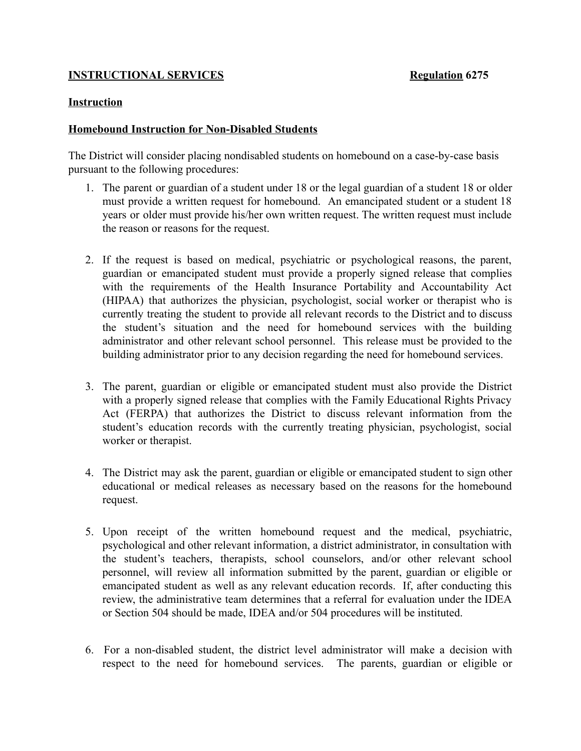**INSTRUCTIONAL SERVICES** **Regulation 6275**

**Instruction**

**Homebound Instruction for Non-Disabled Students**

The District will consider placing nondisabled students on homebound on a case-by-case basis pursuant to the following procedures:

1. The parent or guardian of a student under 18 or the legal guardian of a student 18 or older must provide a written request for homebound. An emancipated student or a student 18 years or older must provide his/her own written request. The written request must include the reason or reasons for the request.

2. If the request is based on medical, psychiatric or psychological reasons, the parent, guardian or emancipated student must provide a properly signed release that complies with the requirements of the Health Insurance Portability and Accountability Act (HIPAA) that authorizes the physician, psychologist, social worker or therapist who is currently treating the student to provide all relevant records to the District and to discuss the student's situation and the need for homebound services with the building administrator and other relevant school personnel. This release must be provided to the building administrator prior to any decision regarding the need for homebound services.

3. The parent, guardian or eligible or emancipated student must also provide the District with a properly signed release that complies with the Family Educational Rights Privacy Act (FERPA) that authorizes the District to discuss relevant information from the student's education records with the currently treating physician, psychologist, social worker or therapist.

4. The District may ask the parent, guardian or eligible or emancipated student to sign other educational or medical releases as necessary based on the reasons for the homebound request.

5. Upon receipt of the written homebound request and the medical, psychiatric, psychological and other relevant information, a district administrator, in consultation with the student's teachers, therapists, school counselors, and/or other relevant school personnel, will review all information submitted by the parent, guardian or eligible or emancipated student as well as any relevant education records. If, after conducting this review, the administrative team determines that a referral for evaluation under the IDEA or Section 504 should be made, IDEA and/or 504 procedures will be instituted.

6. For a non-disabled student, the district level administrator will make a decision with respect to the need for homebound services. The parents, guardian or eligible or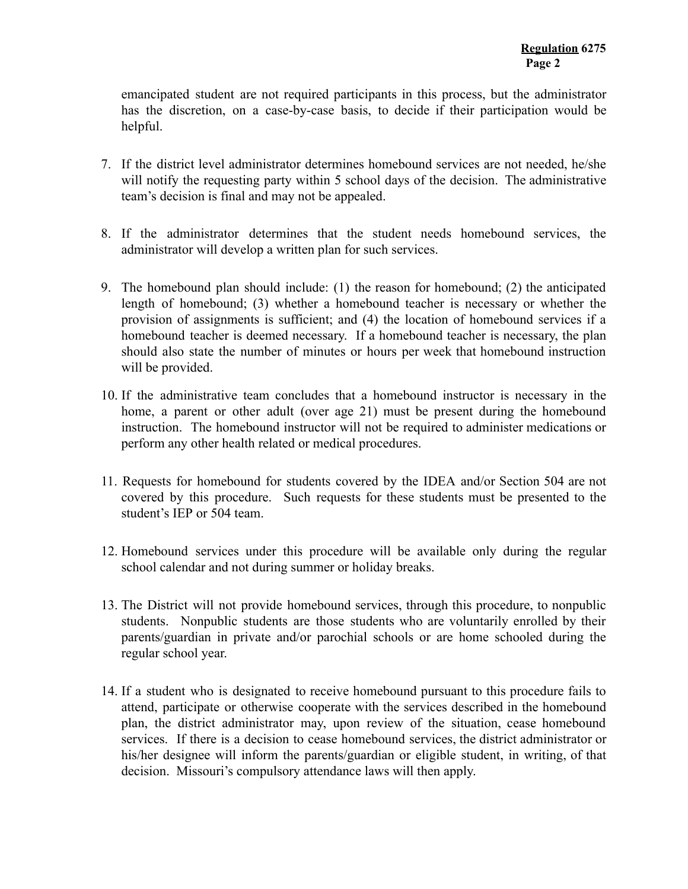emancipated student are not required participants in this process, but the administrator has the discretion, on a case-by-case basis, to decide if their participation would be helpful.

7. If the district level administrator determines homebound services are not needed, he/she will notify the requesting party within 5 school days of the decision. The administrative team's decision is final and may not be appealed.

8. If the administrator determines that the student needs homebound services, the administrator will develop a written plan for such services.

9. The homebound plan should include: (1) the reason for homebound; (2) the anticipated length of homebound; (3) whether a homebound teacher is necessary or whether the provision of assignments is sufficient; and (4) the location of homebound services if a homebound teacher is deemed necessary. If a homebound teacher is necessary, the plan should also state the number of minutes or hours per week that homebound instruction will be provided.

10. If the administrative team concludes that a homebound instructor is necessary in the home, a parent or other adult (over age 21) must be present during the homebound instruction. The homebound instructor will not be required to administer medications or perform any other health related or medical procedures.

11. Requests for homebound for students covered by the IDEA and/or Section 504 are not covered by this procedure. Such requests for these students must be presented to the student's IEP or 504 team.

12. Homebound services under this procedure will be available only during the regular school calendar and not during summer or holiday breaks.

13. The District will not provide homebound services, through this procedure, to nonpublic students. Nonpublic students are those students who are voluntarily enrolled by their parents/guardian in private and/or parochial schools or are home schooled during the regular school year.

14. If a student who is designated to receive homebound pursuant to this procedure fails to attend, participate or otherwise cooperate with the services described in the homebound plan, the district administrator may, upon review of the situation, cease homebound services. If there is a decision to cease homebound services, the district administrator or his/her designee will inform the parents/guardian or eligible student, in writing, of that decision. Missouri's compulsory attendance laws will then apply.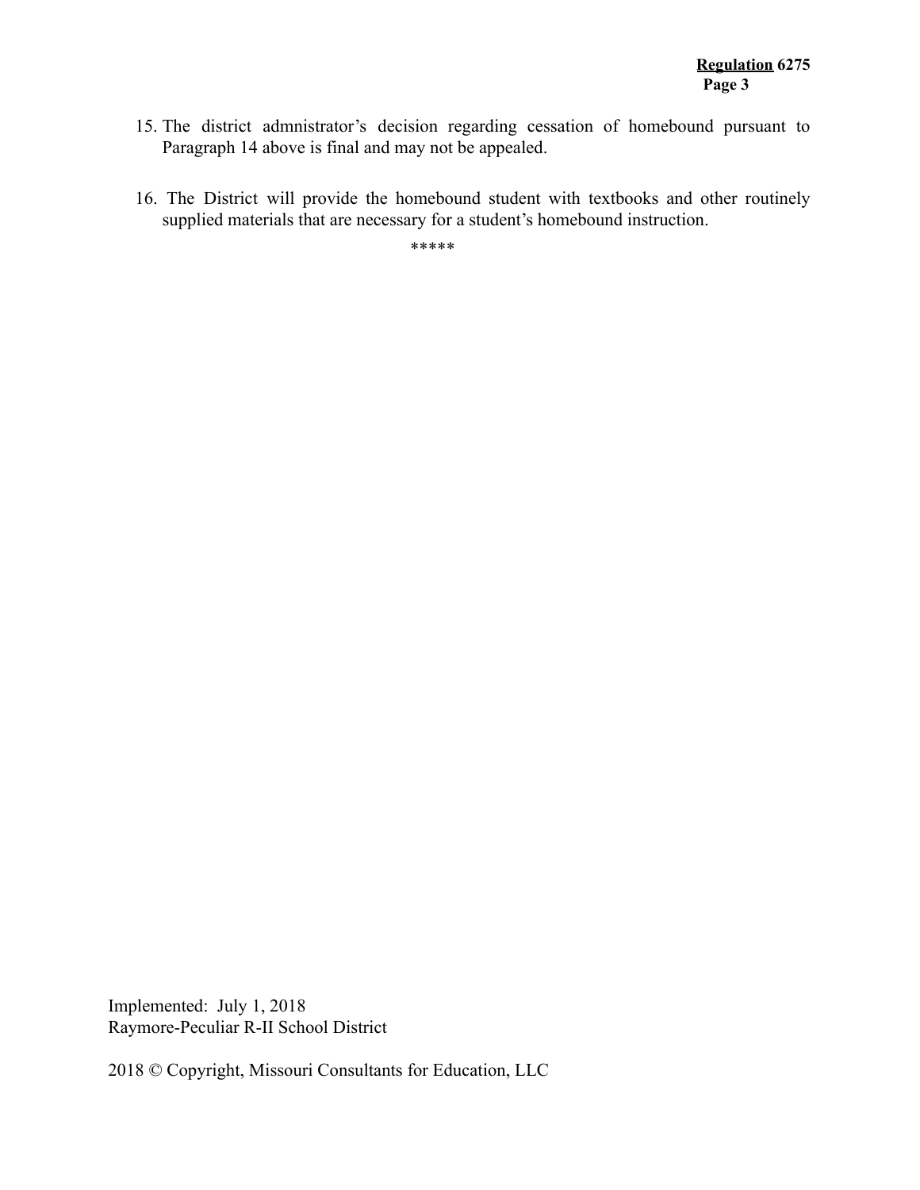15. The district admnistrator's decision regarding cessation of homebound pursuant to Paragraph 14 above is final and may not be appealed.

16. The District will provide the homebound student with textbooks and other routinely supplied materials that are necessary for a student's homebound instruction.

*****

Implemented: July 1, 2018
Raymore-Peculiar R-II School District

2018 © Copyright, Missouri Consultants for Education, LLC